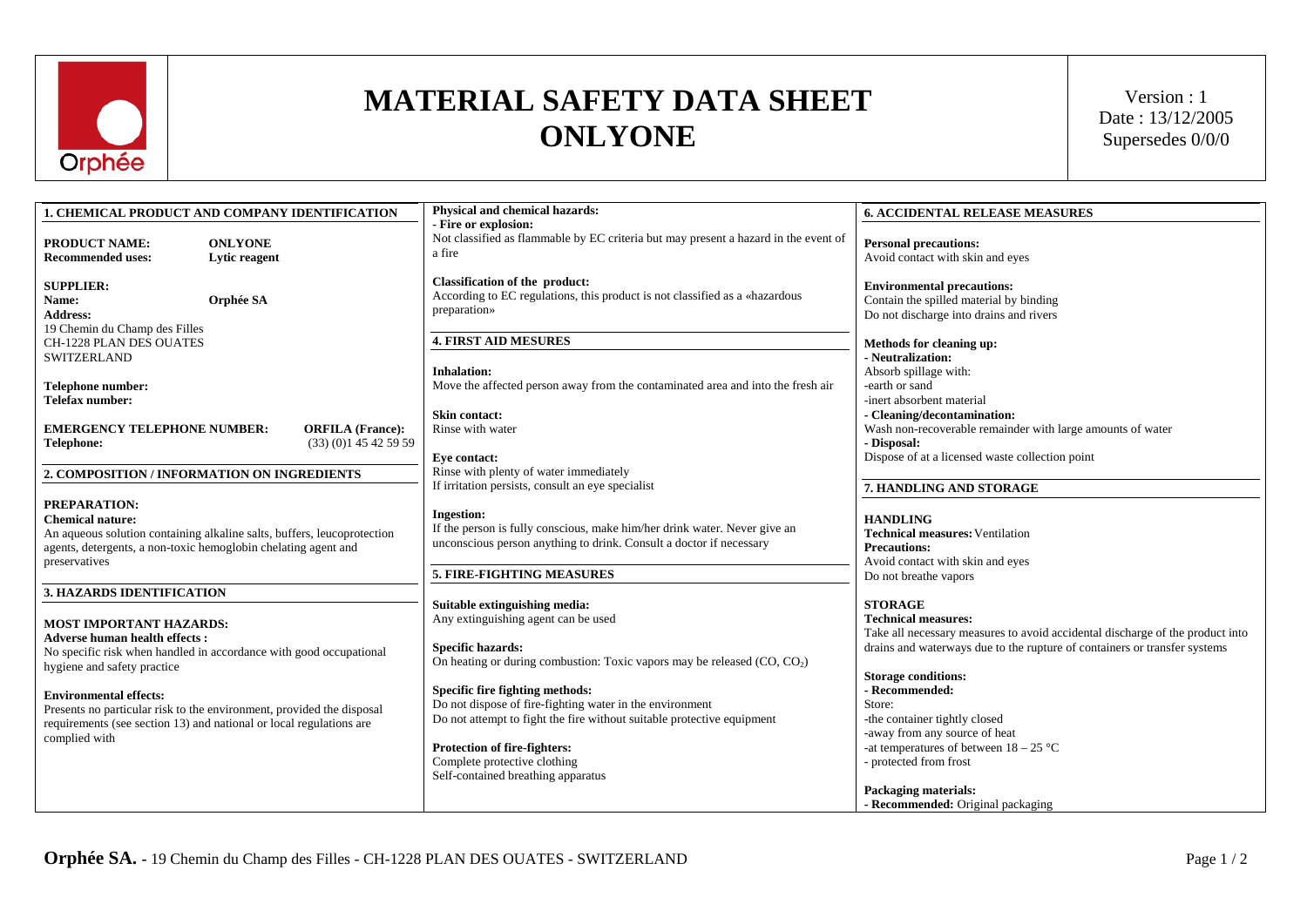# MATERIAL SAFETY DATA SHEET
# ONLYONE

Version : 1
Date : 13/12/2005
Supersedes 0/0/0

## 1. CHEMICAL PRODUCT AND COMPANY IDENTIFICATION

**PRODUCT NAME:** **ONLYONE**
**Recommended uses:** **Lytic reagent**

**SUPPLIER:**
**Name:** **Orphée SA**
**Address:**
19 Chemin du Champ des Filles
CH-1228 PLAN DES OUATES
SWITZERLAND

**Telephone number:**
**Telefax number:**

**EMERGENCY TELEPHONE NUMBER:** **ORFILA (France):**
**Telephone:** (33) (0)1 45 42 59 59

## 2. COMPOSITION / INFORMATION ON INGREDIENTS

**PREPARATION:**
**Chemical nature:**
An aqueous solution containing alkaline salts, buffers, leucoprotection agents, detergents, a non-toxic hemoglobin chelating agent and preservatives

## 3. HAZARDS IDENTIFICATION

**MOST IMPORTANT HAZARDS:**
**Adverse human health effects :**
No specific risk when handled in accordance with good occupational hygiene and safety practice

**Environmental effects:**
Presents no particular risk to the environment, provided the disposal requirements (see section 13) and national or local regulations are complied with

**Physical and chemical hazards:**
**- Fire or explosion:**
Not classified as flammable by EC criteria but may present a hazard in the event of a fire

**Classification of the product:**
According to EC regulations, this product is not classified as a «hazardous preparation»

## 4. FIRST AID MESURES

**Inhalation:**
Move the affected person away from the contaminated area and into the fresh air

**Skin contact:**
Rinse with water

**Eye contact:**
Rinse with plenty of water immediately
If irritation persists, consult an eye specialist

**Ingestion:**
If the person is fully conscious, make him/her drink water. Never give an unconscious person anything to drink. Consult a doctor if necessary

## 5. FIRE-FIGHTING MEASURES

**Suitable extinguishing media:**
Any extinguishing agent can be used

**Specific hazards:**
On heating or during combustion: Toxic vapors may be released ($CO$, $CO_2$)

**Specific fire fighting methods:**
Do not dispose of fire-fighting water in the environment
Do not attempt to fight the fire without suitable protective equipment

**Protection of fire-fighters:**
Complete protective clothing
Self-contained breathing apparatus

## 6. ACCIDENTAL RELEASE MEASURES

**Personal precautions:**
Avoid contact with skin and eyes

**Environmental precautions:**
Contain the spilled material by binding
Do not discharge into drains and rivers

**Methods for cleaning up:**
**- Neutralization:**
Absorb spillage with:
-earth or sand
-inert absorbent material
**- Cleaning/decontamination:**
Wash non-recoverable remainder with large amounts of water
**- Disposal:**
Dispose of at a licensed waste collection point

## 7. HANDLING AND STORAGE

**HANDLING**
**Technical measures:** Ventilation
**Precautions:**
Avoid contact with skin and eyes
Do not breathe vapors

**STORAGE**
**Technical measures:**
Take all necessary measures to avoid accidental discharge of the product into drains and waterways due to the rupture of containers or transfer systems

**Storage conditions:**
**- Recommended:**
Store:
-the container tightly closed
-away from any source of heat
-at temperatures of between 18 – 25 °C
- protected from frost

**Packaging materials:**
**- Recommended:** Original packaging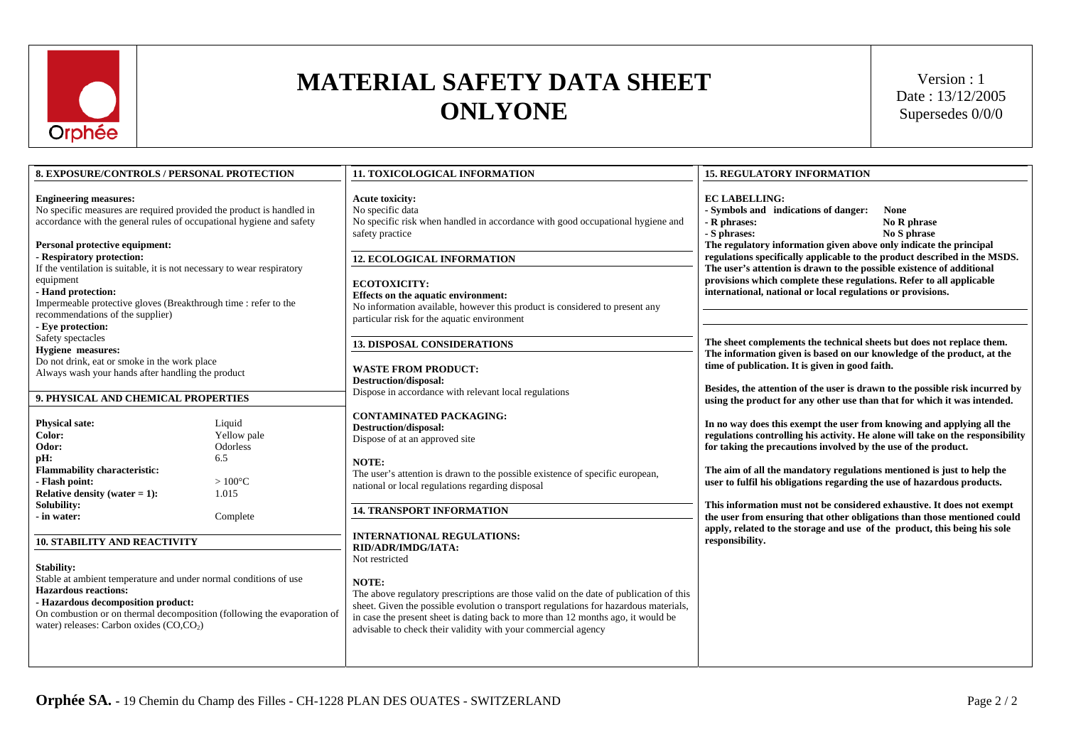# MATERIAL SAFETY DATA SHEET ONLYONE

Version : 1
Date : 13/12/2005
Supersedes 0/0/0

## 8. EXPOSURE/CONTROLS / PERSONAL PROTECTION

**Engineering measures:**
No specific measures are required provided the product is handled in accordance with the general rules of occupational hygiene and safety

**Personal protective equipment:**

**- Respiratory protection:**
If the ventilation is suitable, it is not necessary to wear respiratory equipment

**- Hand protection:**
Impermeable protective gloves (Breakthrough time : refer to the recommendations of the supplier)

**- Eye protection:**
Safety spectacles

**Hygiene measures:**
Do not drink, eat or smoke in the work place
Always wash your hands after handling the product

## 9. PHYSICAL AND CHEMICAL PROPERTIES

| | |
|---|---|
| **Physical sate:** | Liquid |
| **Color:** | Yellow pale |
| **Odor:** | Odorless |
| **pH:** | 6.5 |
| **Flammability characteristic:** | |
| **- Flash point:** | > 100°C |
| **Relative density (water = 1):** | 1.015 |
| **Solubility:** | |
| **- in water:** | Complete |

## 10. STABILITY AND REACTIVITY

**Stability:**
Stable at ambient temperature and under normal conditions of use

**Hazardous reactions:**

**- Hazardous decomposition product:**
On combustion or on thermal decomposition (following the evaporation of water) releases: Carbon oxides ($CO$,$CO_2$)

## 11. TOXICOLOGICAL INFORMATION

**Acute toxicity:**
No specific data
No specific risk when handled in accordance with good occupational hygiene and safety practice

## 12. ECOLOGICAL INFORMATION

**ECOTOXICITY:**

**Effects on the aquatic environment:**
No information available, however this product is considered to present any particular risk for the aquatic environment

## 13. DISPOSAL CONSIDERATIONS

**WASTE FROM PRODUCT:**

**Destruction/disposal:**
Dispose in accordance with relevant local regulations

**CONTAMINATED PACKAGING:**

**Destruction/disposal:**
Dispose of at an approved site

**NOTE:**
The user's attention is drawn to the possible existence of specific european, national or local regulations regarding disposal

## 14. TRANSPORT INFORMATION

**INTERNATIONAL REGULATIONS:**

**RID/ADR/IMDG/IATA:**
Not restricted

**NOTE:**
The above regulatory prescriptions are those valid on the date of publication of this sheet. Given the possible evolution o transport regulations for hazardous materials, in case the present sheet is dating back to more than 12 months ago, it would be advisable to check their validity with your commercial agency

## 15. REGULATORY INFORMATION

**EC LABELLING:**

| | |
|---|---|
| **- Symbols and indications of danger:** | **None** |
| **- R phrases:** | **No R phrase** |
| **- S phrases:** | **No S phrase** |

**The regulatory information given above only indicate the principal regulations specifically applicable to the product described in the MSDS. The user's attention is drawn to the possible existence of additional provisions which complete these regulations. Refer to all applicable international, national or local regulations or provisions.**

**The sheet complements the technical sheets but does not replace them. The information given is based on our knowledge of the product, at the time of publication. It is given in good faith.**

**Besides, the attention of the user is drawn to the possible risk incurred by using the product for any other use than that for which it was intended.**

**In no way does this exempt the user from knowing and applying all the regulations controlling his activity. He alone will take on the responsibility for taking the precautions involved by the use of the product.**

**The aim of all the mandatory regulations mentioned is just to help the user to fulfil his obligations regarding the use of hazardous products.**

**This information must not be considered exhaustive. It does not exempt the user from ensuring that other obligations than those mentioned could apply, related to the storage and use of the product, this being his sole responsibility.**

**Orphée SA.** - 19 Chemin du Champ des Filles - CH-1228 PLAN DES OUATES - SWITZERLAND